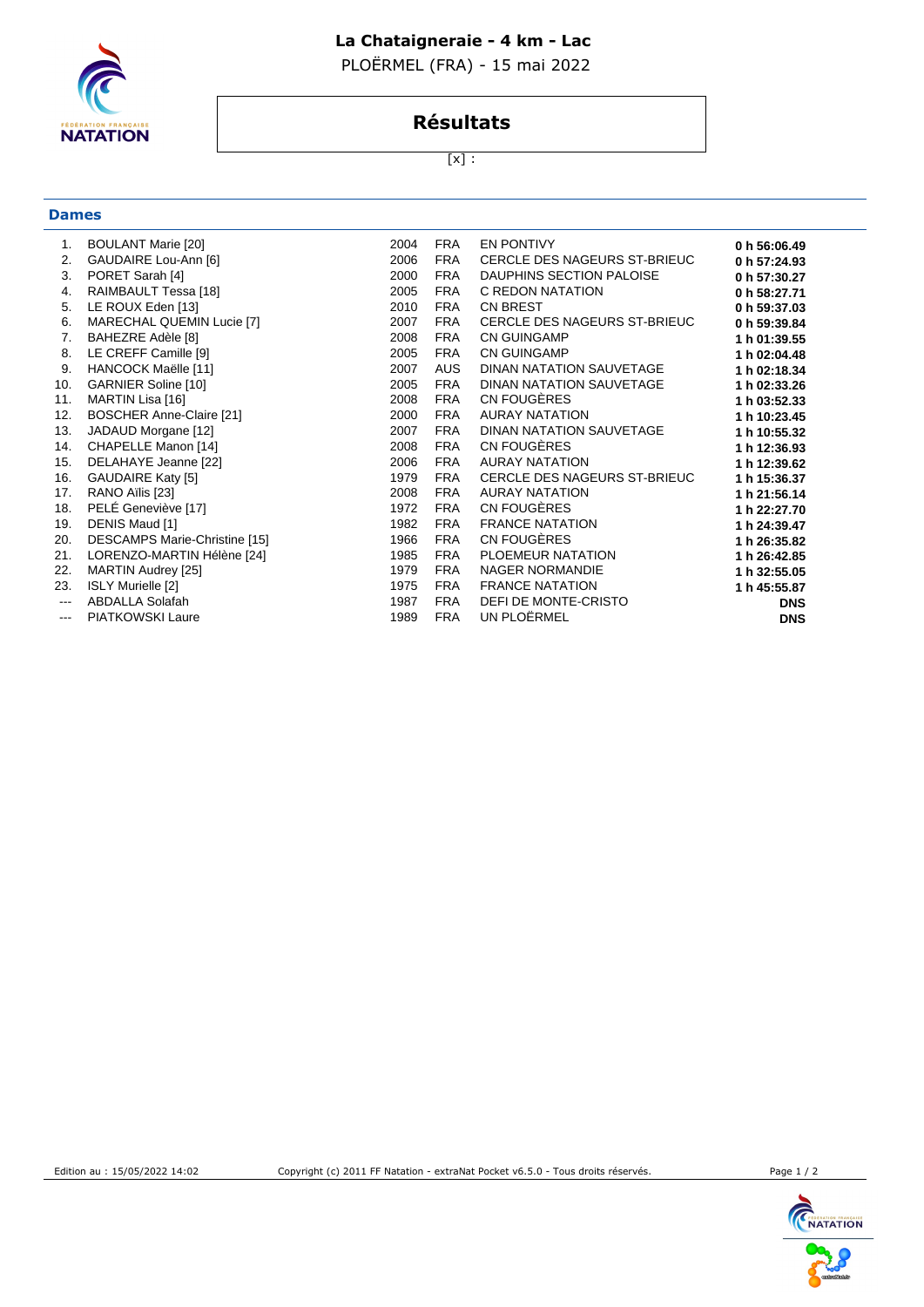# La Chataigneraie - 4 km - Lac

PLOËRMEL (FRA) - 15 mai 2022

## Résultats

[x] :

### Dames

| | | | | | |
|---|---|---|---|---|---|
| 1. | BOULANT Marie [20] | 2004 | FRA | EN PONTIVY | 0 h 56:06.49 |
| 2. | GAUDAIRE Lou-Ann [6] | 2006 | FRA | CERCLE DES NAGEURS ST-BRIEUC | 0 h 57:24.93 |
| 3. | PORET Sarah [4] | 2000 | FRA | DAUPHINS SECTION PALOISE | 0 h 57:30.27 |
| 4. | RAIMBAULT Tessa [18] | 2005 | FRA | C REDON NATATION | 0 h 58:27.71 |
| 5. | LE ROUX Eden [13] | 2010 | FRA | CN BREST | 0 h 59:37.03 |
| 6. | MARECHAL QUEMIN Lucie [7] | 2007 | FRA | CERCLE DES NAGEURS ST-BRIEUC | 0 h 59:39.84 |
| 7. | BAHEZRE Adèle [8] | 2008 | FRA | CN GUINGAMP | 1 h 01:39.55 |
| 8. | LE CREFF Camille [9] | 2005 | FRA | CN GUINGAMP | 1 h 02:04.48 |
| 9. | HANCOCK Maëlle [11] | 2007 | AUS | DINAN NATATION SAUVETAGE | 1 h 02:18.34 |
| 10. | GARNIER Soline [10] | 2005 | FRA | DINAN NATATION SAUVETAGE | 1 h 02:33.26 |
| 11. | MARTIN Lisa [16] | 2008 | FRA | CN FOUGÈRES | 1 h 03:52.33 |
| 12. | BOSCHER Anne-Claire [21] | 2000 | FRA | AURAY NATATION | 1 h 10:23.45 |
| 13. | JADAUD Morgane [12] | 2007 | FRA | DINAN NATATION SAUVETAGE | 1 h 10:55.32 |
| 14. | CHAPELLE Manon [14] | 2008 | FRA | CN FOUGÈRES | 1 h 12:36.93 |
| 15. | DELAHAYE Jeanne [22] | 2006 | FRA | AURAY NATATION | 1 h 12:39.62 |
| 16. | GAUDAIRE Katy [5] | 1979 | FRA | CERCLE DES NAGEURS ST-BRIEUC | 1 h 15:36.37 |
| 17. | RANO Aïlis [23] | 2008 | FRA | AURAY NATATION | 1 h 21:56.14 |
| 18. | PELÉ Geneviève [17] | 1972 | FRA | CN FOUGÈRES | 1 h 22:27.70 |
| 19. | DENIS Maud [1] | 1982 | FRA | FRANCE NATATION | 1 h 24:39.47 |
| 20. | DESCAMPS Marie-Christine [15] | 1966 | FRA | CN FOUGÈRES | 1 h 26:35.82 |
| 21. | LORENZO-MARTIN Hélène [24] | 1985 | FRA | PLOEMEUR NATATION | 1 h 26:42.85 |
| 22. | MARTIN Audrey [25] | 1979 | FRA | NAGER NORMANDIE | 1 h 32:55.05 |
| 23. | ISLY Murielle [2] | 1975 | FRA | FRANCE NATATION | 1 h 45:55.87 |
| --- | ABDALLA Solafah | 1987 | FRA | DEFI DE MONTE-CRISTO | DNS |
| --- | PIATKOWSKI Laure | 1989 | FRA | UN PLOËRMEL | DNS |

Edition au : 15/05/2022 14:02 Copyright (c) 2011 FF Natation - extraNat Pocket v6.5.0 - Tous droits réservés.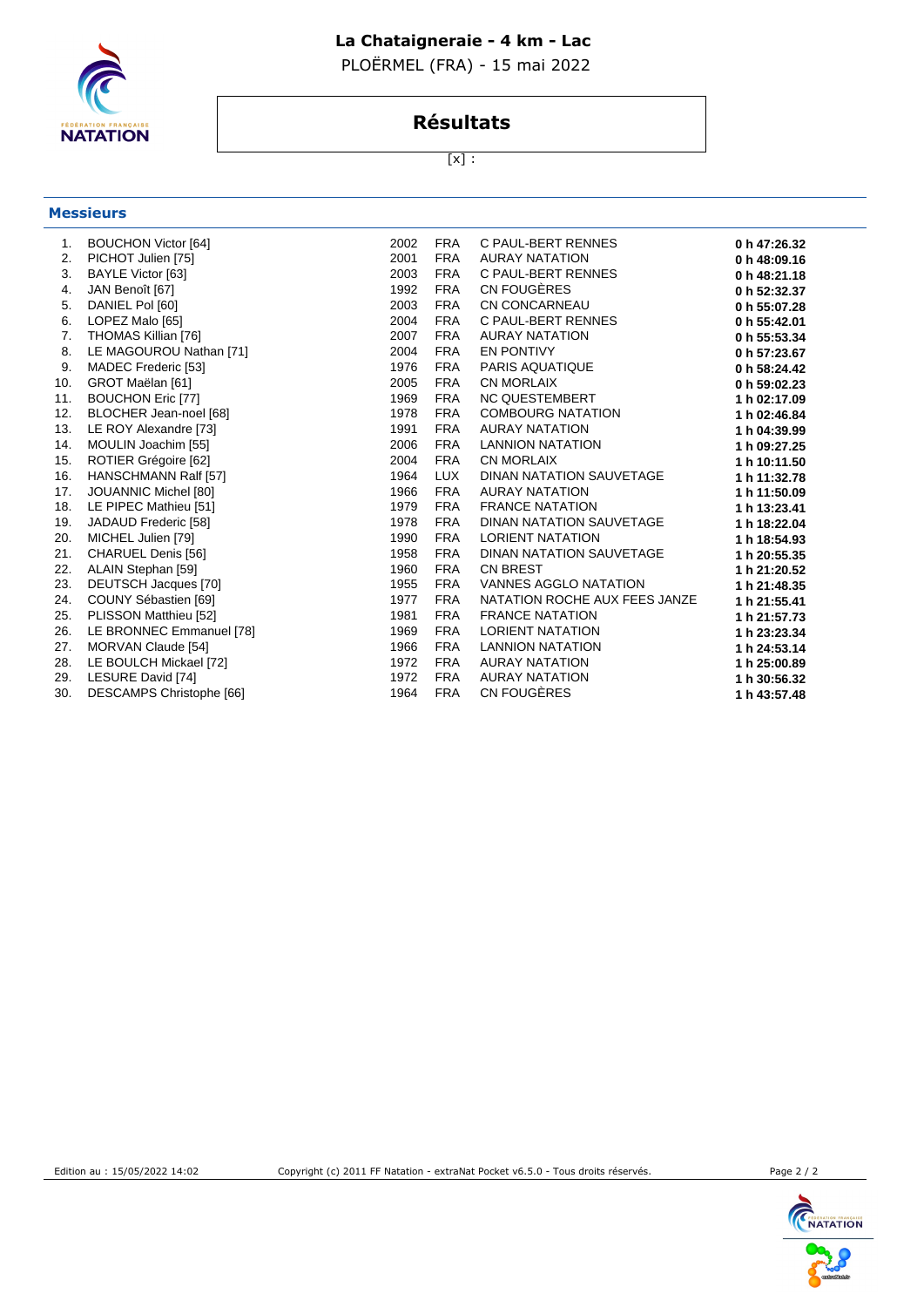# La Chataigneraie - 4 km - Lac

PLOËRMEL (FRA) - 15 mai 2022

## Résultats

[x] :

### Messieurs

| | | | | | |
|---|---|---|---|---|---|
| 1. | BOUCHON Victor [64] | 2002 | FRA | C PAUL-BERT RENNES | **0 h 47:26.32** |
| 2. | PICHOT Julien [75] | 2001 | FRA | AURAY NATATION | **0 h 48:09.16** |
| 3. | BAYLE Victor [63] | 2003 | FRA | C PAUL-BERT RENNES | **0 h 48:21.18** |
| 4. | JAN Benoît [67] | 1992 | FRA | CN FOUGÈRES | **0 h 52:32.37** |
| 5. | DANIEL Pol [60] | 2003 | FRA | CN CONCARNEAU | **0 h 55:07.28** |
| 6. | LOPEZ Malo [65] | 2004 | FRA | C PAUL-BERT RENNES | **0 h 55:42.01** |
| 7. | THOMAS Killian [76] | 2007 | FRA | AURAY NATATION | **0 h 55:53.34** |
| 8. | LE MAGOUROU Nathan [71] | 2004 | FRA | EN PONTIVY | **0 h 57:23.67** |
| 9. | MADEC Frederic [53] | 1976 | FRA | PARIS AQUATIQUE | **0 h 58:24.42** |
| 10. | GROT Maëlan [61] | 2005 | FRA | CN MORLAIX | **0 h 59:02.23** |
| 11. | BOUCHON Eric [77] | 1969 | FRA | NC QUESTEMBERT | **1 h 02:17.09** |
| 12. | BLOCHER Jean-noel [68] | 1978 | FRA | COMBOURG NATATION | **1 h 02:46.84** |
| 13. | LE ROY Alexandre [73] | 1991 | FRA | AURAY NATATION | **1 h 04:39.99** |
| 14. | MOULIN Joachim [55] | 2006 | FRA | LANNION NATATION | **1 h 09:27.25** |
| 15. | ROTIER Grégoire [62] | 2004 | FRA | CN MORLAIX | **1 h 10:11.50** |
| 16. | HANSCHMANN Ralf [57] | 1964 | LUX | DINAN NATATION SAUVETAGE | **1 h 11:32.78** |
| 17. | JOUANNIC Michel [80] | 1966 | FRA | AURAY NATATION | **1 h 11:50.09** |
| 18. | LE PIPEC Mathieu [51] | 1979 | FRA | FRANCE NATATION | **1 h 13:23.41** |
| 19. | JADAUD Frederic [58] | 1978 | FRA | DINAN NATATION SAUVETAGE | **1 h 18:22.04** |
| 20. | MICHEL Julien [79] | 1990 | FRA | LORIENT NATATION | **1 h 18:54.93** |
| 21. | CHARUEL Denis [56] | 1958 | FRA | DINAN NATATION SAUVETAGE | **1 h 20:55.35** |
| 22. | ALAIN Stephan [59] | 1960 | FRA | CN BREST | **1 h 21:20.52** |
| 23. | DEUTSCH Jacques [70] | 1955 | FRA | VANNES AGGLO NATATION | **1 h 21:48.35** |
| 24. | COUNY Sébastien [69] | 1977 | FRA | NATATION ROCHE AUX FEES JANZE | **1 h 21:55.41** |
| 25. | PLISSON Matthieu [52] | 1981 | FRA | FRANCE NATATION | **1 h 21:57.73** |
| 26. | LE BRONNEC Emmanuel [78] | 1969 | FRA | LORIENT NATATION | **1 h 23:23.34** |
| 27. | MORVAN Claude [54] | 1966 | FRA | LANNION NATATION | **1 h 24:53.14** |
| 28. | LE BOULCH Mickael [72] | 1972 | FRA | AURAY NATATION | **1 h 25:00.89** |
| 29. | LESURE David [74] | 1972 | FRA | AURAY NATATION | **1 h 30:56.32** |
| 30. | DESCAMPS Christophe [66] | 1964 | FRA | CN FOUGÈRES | **1 h 43:57.48** |

Edition au : 15/05/2022 14:02 Copyright (c) 2011 FF Natation - extraNat Pocket v6.5.0 - Tous droits réservés.